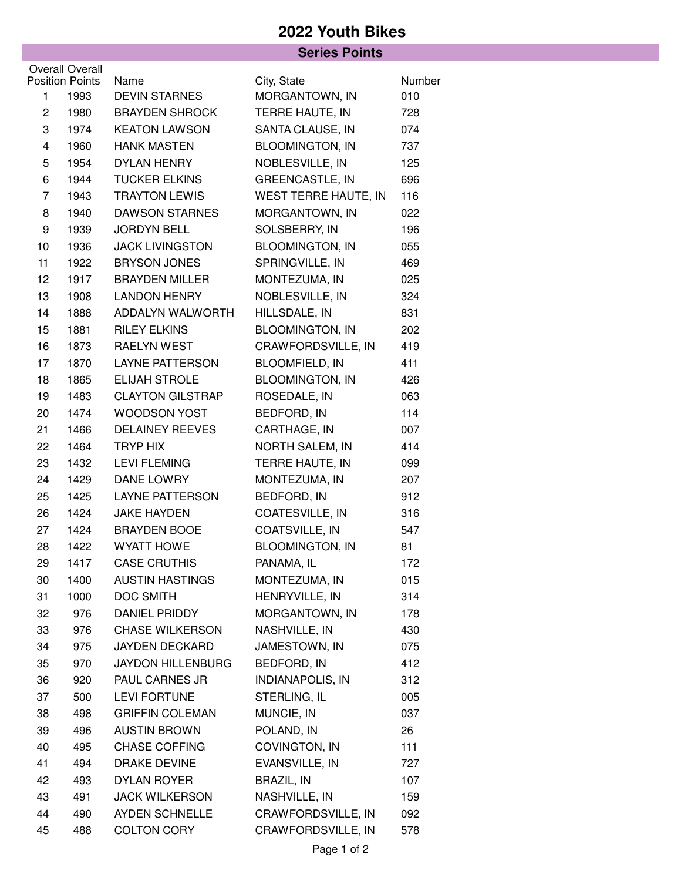# 2022 Youth Bikes

## Series Points

| Overall Position | Overall Points | Name | City, State | Number |
|---|---|---|---|---|
| 1 | 1993 | DEVIN STARNES | MORGANTOWN, IN | 010 |
| 2 | 1980 | BRAYDEN SHROCK | TERRE HAUTE, IN | 728 |
| 3 | 1974 | KEATON LAWSON | SANTA CLAUSE, IN | 074 |
| 4 | 1960 | HANK MASTEN | BLOOMINGTON, IN | 737 |
| 5 | 1954 | DYLAN HENRY | NOBLESVILLE, IN | 125 |
| 6 | 1944 | TUCKER ELKINS | GREENCASTLE, IN | 696 |
| 7 | 1943 | TRAYTON LEWIS | WEST TERRE HAUTE, IN | 116 |
| 8 | 1940 | DAWSON STARNES | MORGANTOWN, IN | 022 |
| 9 | 1939 | JORDYN BELL | SOLSBERRY, IN | 196 |
| 10 | 1936 | JACK LIVINGSTON | BLOOMINGTON, IN | 055 |
| 11 | 1922 | BRYSON JONES | SPRINGVILLE, IN | 469 |
| 12 | 1917 | BRAYDEN MILLER | MONTEZUMA, IN | 025 |
| 13 | 1908 | LANDON HENRY | NOBLESVILLE, IN | 324 |
| 14 | 1888 | ADDALYN WALWORTH | HILLSDALE, IN | 831 |
| 15 | 1881 | RILEY ELKINS | BLOOMINGTON, IN | 202 |
| 16 | 1873 | RAELYN WEST | CRAWFORDSVILLE, IN | 419 |
| 17 | 1870 | LAYNE PATTERSON | BLOOMFIELD, IN | 411 |
| 18 | 1865 | ELIJAH STROLE | BLOOMINGTON, IN | 426 |
| 19 | 1483 | CLAYTON GILSTRAP | ROSEDALE, IN | 063 |
| 20 | 1474 | WOODSON YOST | BEDFORD, IN | 114 |
| 21 | 1466 | DELAINEY REEVES | CARTHAGE, IN | 007 |
| 22 | 1464 | TRYP HIX | NORTH SALEM, IN | 414 |
| 23 | 1432 | LEVI FLEMING | TERRE HAUTE, IN | 099 |
| 24 | 1429 | DANE LOWRY | MONTEZUMA, IN | 207 |
| 25 | 1425 | LAYNE PATTERSON | BEDFORD, IN | 912 |
| 26 | 1424 | JAKE HAYDEN | COATESVILLE, IN | 316 |
| 27 | 1424 | BRAYDEN BOOE | COATSVILLE, IN | 547 |
| 28 | 1422 | WYATT HOWE | BLOOMINGTON, IN | 81 |
| 29 | 1417 | CASE CRUTHIS | PANAMA, IL | 172 |
| 30 | 1400 | AUSTIN HASTINGS | MONTEZUMA, IN | 015 |
| 31 | 1000 | DOC SMITH | HENRYVILLE, IN | 314 |
| 32 | 976 | DANIEL PRIDDY | MORGANTOWN, IN | 178 |
| 33 | 976 | CHASE WILKERSON | NASHVILLE, IN | 430 |
| 34 | 975 | JAYDEN DECKARD | JAMESTOWN, IN | 075 |
| 35 | 970 | JAYDON HILLENBURG | BEDFORD, IN | 412 |
| 36 | 920 | PAUL CARNES JR | INDIANAPOLIS, IN | 312 |
| 37 | 500 | LEVI FORTUNE | STERLING, IL | 005 |
| 38 | 498 | GRIFFIN COLEMAN | MUNCIE, IN | 037 |
| 39 | 496 | AUSTIN BROWN | POLAND, IN | 26 |
| 40 | 495 | CHASE COFFING | COVINGTON, IN | 111 |
| 41 | 494 | DRAKE DEVINE | EVANSVILLE, IN | 727 |
| 42 | 493 | DYLAN ROYER | BRAZIL, IN | 107 |
| 43 | 491 | JACK WILKERSON | NASHVILLE, IN | 159 |
| 44 | 490 | AYDEN SCHNELLE | CRAWFORDSVILLE, IN | 092 |
| 45 | 488 | COLTON CORY | CRAWFORDSVILLE, IN | 578 |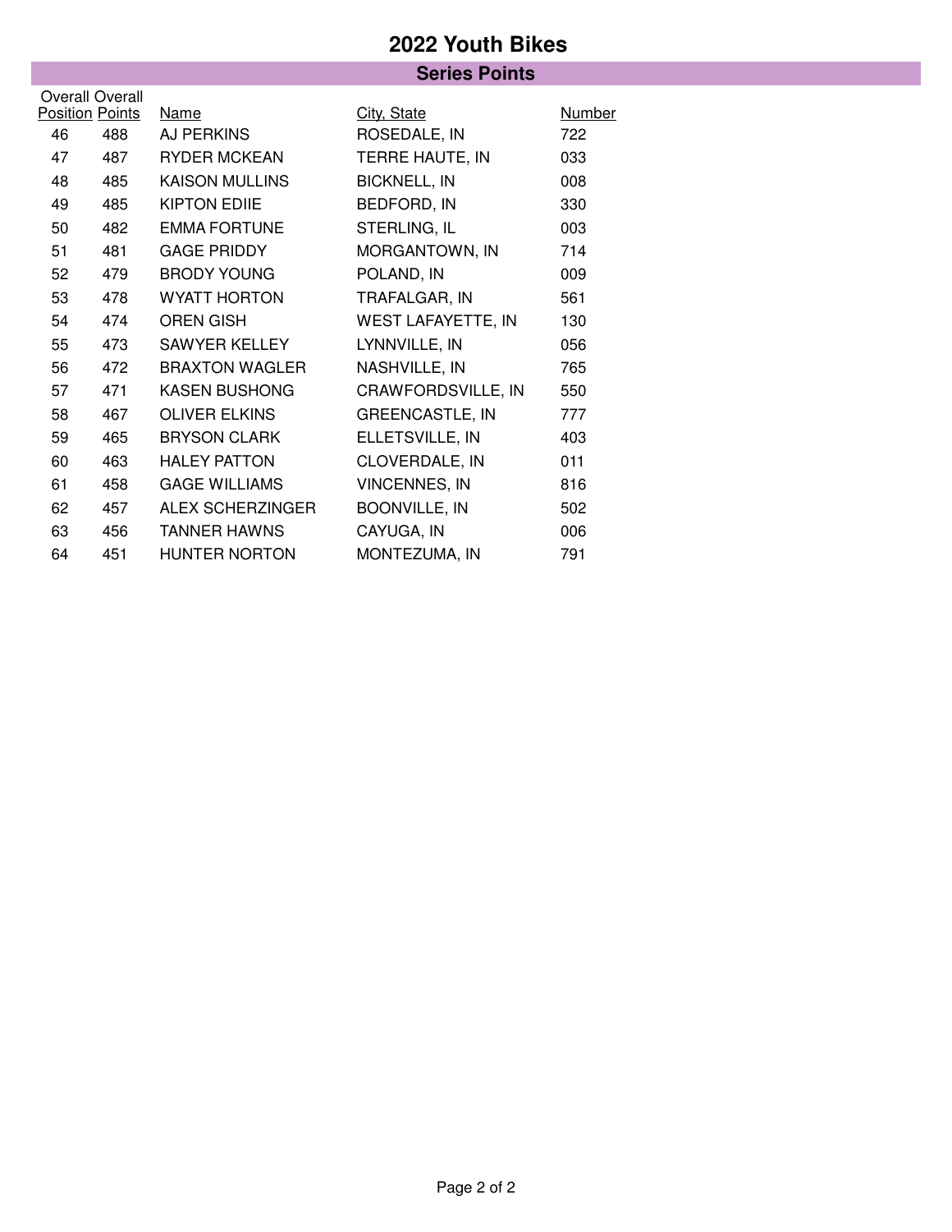# 2022 Youth Bikes

## Series Points

| Overall Position | Overall Points | Name | City, State | Number |
|---|---|---|---|---|
| 46 | 488 | AJ PERKINS | ROSEDALE, IN | 722 |
| 47 | 487 | RYDER MCKEAN | TERRE HAUTE, IN | 033 |
| 48 | 485 | KAISON MULLINS | BICKNELL, IN | 008 |
| 49 | 485 | KIPTON EDIIE | BEDFORD, IN | 330 |
| 50 | 482 | EMMA FORTUNE | STERLING, IL | 003 |
| 51 | 481 | GAGE PRIDDY | MORGANTOWN, IN | 714 |
| 52 | 479 | BRODY YOUNG | POLAND, IN | 009 |
| 53 | 478 | WYATT HORTON | TRAFALGAR, IN | 561 |
| 54 | 474 | OREN GISH | WEST LAFAYETTE, IN | 130 |
| 55 | 473 | SAWYER KELLEY | LYNNVILLE, IN | 056 |
| 56 | 472 | BRAXTON WAGLER | NASHVILLE, IN | 765 |
| 57 | 471 | KASEN BUSHONG | CRAWFORDSVILLE, IN | 550 |
| 58 | 467 | OLIVER ELKINS | GREENCASTLE, IN | 777 |
| 59 | 465 | BRYSON CLARK | ELLETSVILLE, IN | 403 |
| 60 | 463 | HALEY PATTON | CLOVERDALE, IN | 011 |
| 61 | 458 | GAGE WILLIAMS | VINCENNES, IN | 816 |
| 62 | 457 | ALEX SCHERZINGER | BOONVILLE, IN | 502 |
| 63 | 456 | TANNER HAWNS | CAYUGA, IN | 006 |
| 64 | 451 | HUNTER NORTON | MONTEZUMA, IN | 791 |